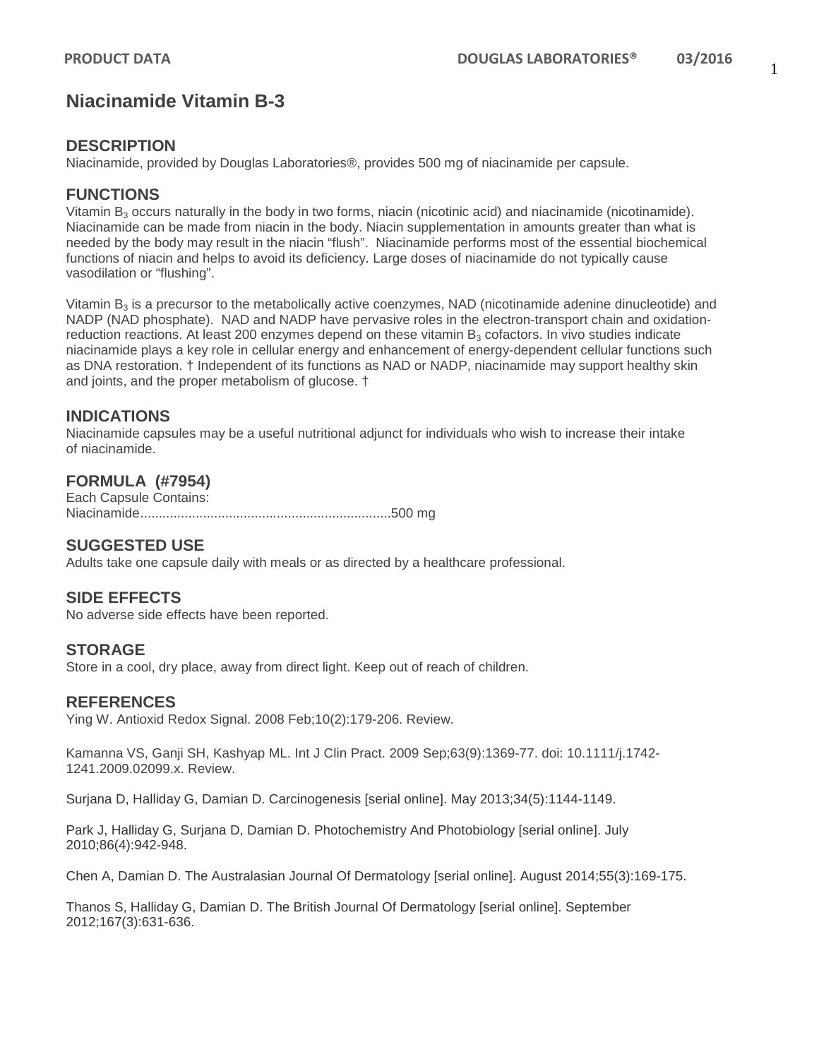# Niacinamide Vitamin B-3

## DESCRIPTION

Niacinamide, provided by Douglas Laboratories®, provides 500 mg of niacinamide per capsule.

## FUNCTIONS

Vitamin $B_3$ occurs naturally in the body in two forms, niacin (nicotinic acid) and niacinamide (nicotinamide). Niacinamide can be made from niacin in the body. Niacin supplementation in amounts greater than what is needed by the body may result in the niacin "flush". Niacinamide performs most of the essential biochemical functions of niacin and helps to avoid its deficiency. Large doses of niacinamide do not typically cause vasodilation or "flushing".

Vitamin $B_3$ is a precursor to the metabolically active coenzymes, NAD (nicotinamide adenine dinucleotide) and NADP (NAD phosphate). NAD and NADP have pervasive roles in the electron-transport chain and oxidation-reduction reactions. At least 200 enzymes depend on these vitamin $B_3$ cofactors. In vivo studies indicate niacinamide plays a key role in cellular energy and enhancement of energy-dependent cellular functions such as DNA restoration. † Independent of its functions as NAD or NADP, niacinamide may support healthy skin and joints, and the proper metabolism of glucose. †

## INDICATIONS

Niacinamide capsules may be a useful nutritional adjunct for individuals who wish to increase their intake of niacinamide.

## FORMULA (#7954)

Each Capsule Contains:
Niacinamide....................................................................500 mg

## SUGGESTED USE

Adults take one capsule daily with meals or as directed by a healthcare professional.

## SIDE EFFECTS

No adverse side effects have been reported.

## STORAGE

Store in a cool, dry place, away from direct light. Keep out of reach of children.

## REFERENCES

Ying W. Antioxid Redox Signal. 2008 Feb;10(2):179-206. Review.

Kamanna VS, Ganji SH, Kashyap ML. Int J Clin Pract. 2009 Sep;63(9):1369-77. doi: 10.1111/j.1742-1241.2009.02099.x. Review.

Surjana D, Halliday G, Damian D. Carcinogenesis [serial online]. May 2013;34(5):1144-1149.

Park J, Halliday G, Surjana D, Damian D. Photochemistry And Photobiology [serial online]. July 2010;86(4):942-948.

Chen A, Damian D. The Australasian Journal Of Dermatology [serial online]. August 2014;55(3):169-175.

Thanos S, Halliday G, Damian D. The British Journal Of Dermatology [serial online]. September 2012;167(3):631-636.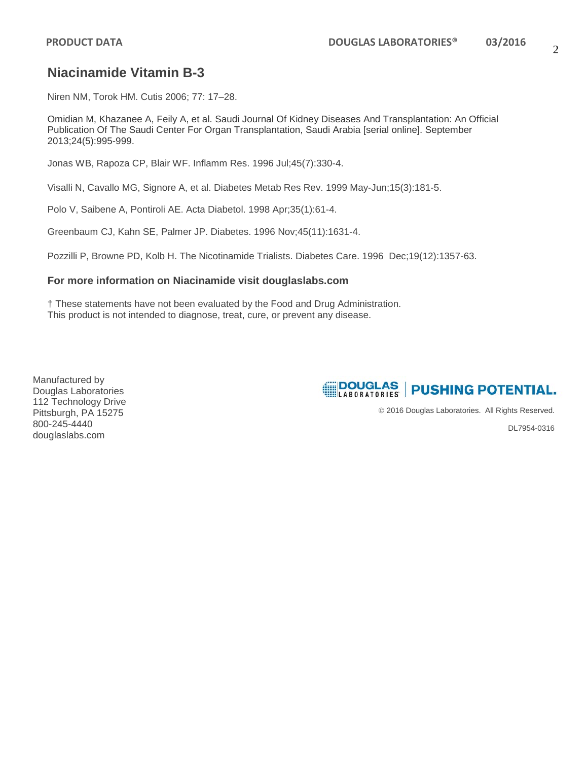## Niacinamide Vitamin B-3

Niren NM, Torok HM. Cutis 2006; 77: 17–28.

Omidian M, Khazanee A, Feily A, et al. Saudi Journal Of Kidney Diseases And Transplantation: An Official Publication Of The Saudi Center For Organ Transplantation, Saudi Arabia [serial online]. September 2013;24(5):995-999.

Jonas WB, Rapoza CP, Blair WF. Inflamm Res. 1996 Jul;45(7):330-4.

Visalli N, Cavallo MG, Signore A, et al. Diabetes Metab Res Rev. 1999 May-Jun;15(3):181-5.

Polo V, Saibene A, Pontiroli AE. Acta Diabetol. 1998 Apr;35(1):61-4.

Greenbaum CJ, Kahn SE, Palmer JP. Diabetes. 1996 Nov;45(11):1631-4.

Pozzilli P, Browne PD, Kolb H. The Nicotinamide Trialists. Diabetes Care. 1996 Dec;19(12):1357-63.

### For more information on Niacinamide visit douglaslabs.com

† These statements have not been evaluated by the Food and Drug Administration.
This product is not intended to diagnose, treat, cure, or prevent any disease.

Manufactured by
Douglas Laboratories
112 Technology Drive
Pittsburgh, PA 15275
800-245-4440
douglaslabs.com

DOUGLAS LABORATORIES | PUSHING POTENTIAL.

© 2016 Douglas Laboratories. All Rights Reserved.

DL7954-0316